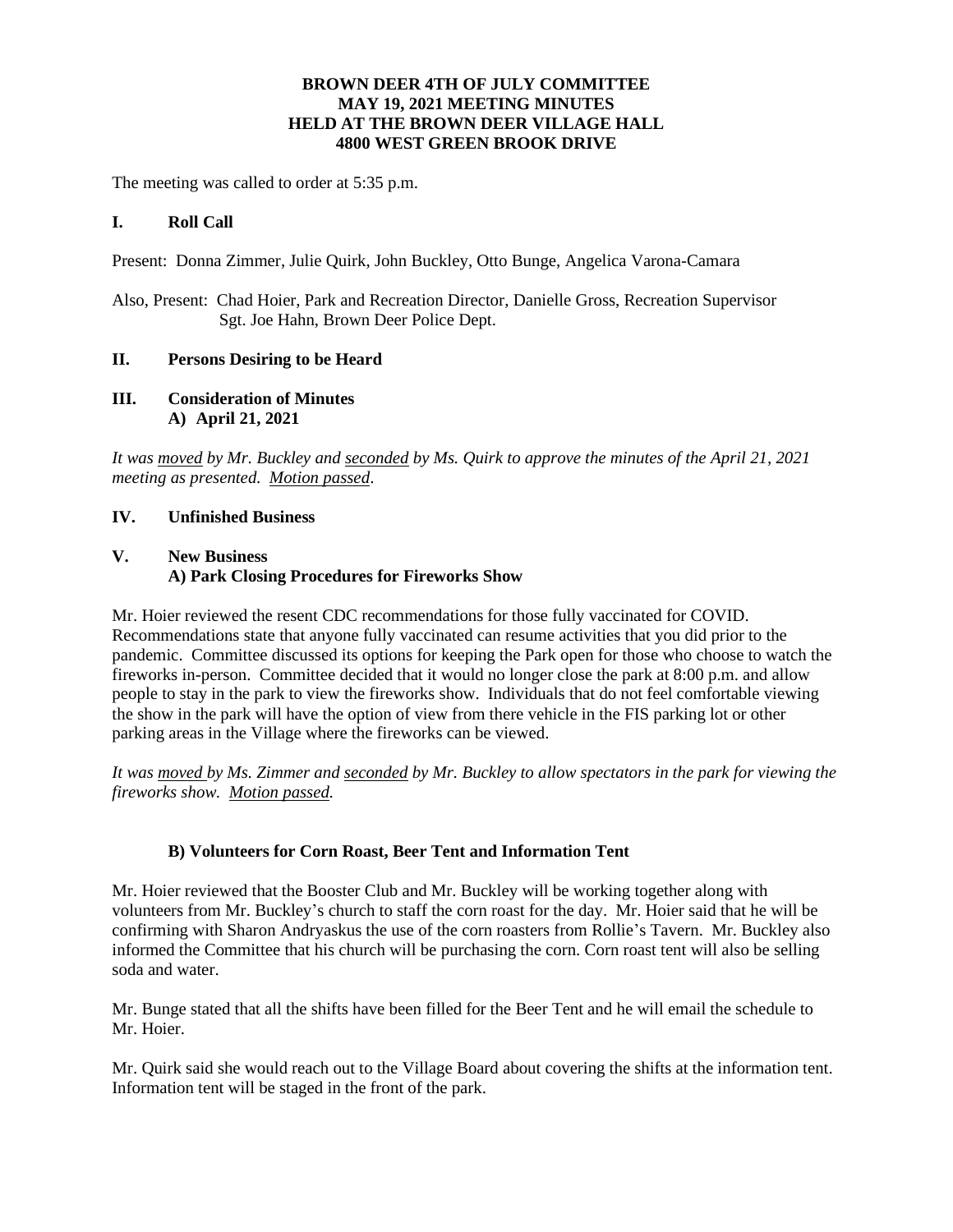# BROWN DEER 4TH OF JULY COMMITTEE
# MAY 19, 2021 MEETING MINUTES
# HELD AT THE BROWN DEER VILLAGE HALL
# 4800 WEST GREEN BROOK DRIVE

The meeting was called to order at 5:35 p.m.

## I. Roll Call

Present: Donna Zimmer, Julie Quirk, John Buckley, Otto Bunge, Angelica Varona-Camara

Also, Present: Chad Hoier, Park and Recreation Director, Danielle Gross, Recreation Supervisor
Sgt. Joe Hahn, Brown Deer Police Dept.

## II. Persons Desiring to be Heard

## III. Consideration of Minutes

### A) April 21, 2021

*It was moved by Mr. Buckley and seconded by Ms. Quirk to approve the minutes of the April 21, 2021 meeting as presented. Motion passed.*

## IV. Unfinished Business

## V. New Business

### A) Park Closing Procedures for Fireworks Show

Mr. Hoier reviewed the resent CDC recommendations for those fully vaccinated for COVID. Recommendations state that anyone fully vaccinated can resume activities that you did prior to the pandemic. Committee discussed its options for keeping the Park open for those who choose to watch the fireworks in-person. Committee decided that it would no longer close the park at 8:00 p.m. and allow people to stay in the park to view the fireworks show. Individuals that do not feel comfortable viewing the show in the park will have the option of view from there vehicle in the FIS parking lot or other parking areas in the Village where the fireworks can be viewed.

*It was moved by Ms. Zimmer and seconded by Mr. Buckley to allow spectators in the park for viewing the fireworks show. Motion passed.*

### B) Volunteers for Corn Roast, Beer Tent and Information Tent

Mr. Hoier reviewed that the Booster Club and Mr. Buckley will be working together along with volunteers from Mr. Buckley's church to staff the corn roast for the day. Mr. Hoier said that he will be confirming with Sharon Andryaskus the use of the corn roasters from Rollie's Tavern. Mr. Buckley also informed the Committee that his church will be purchasing the corn. Corn roast tent will also be selling soda and water.

Mr. Bunge stated that all the shifts have been filled for the Beer Tent and he will email the schedule to Mr. Hoier.

Mr. Quirk said she would reach out to the Village Board about covering the shifts at the information tent. Information tent will be staged in the front of the park.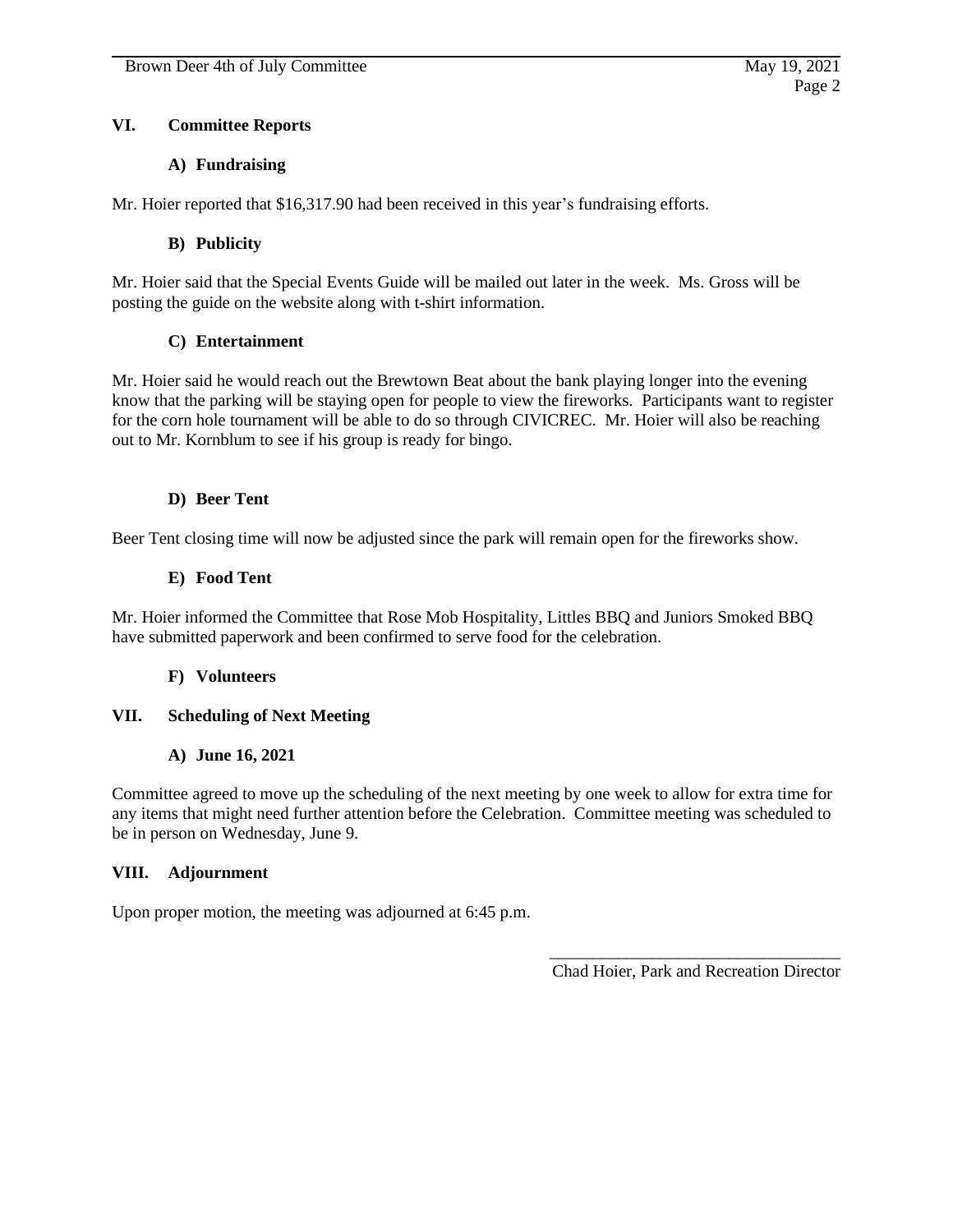## VI. Committee Reports

### A) Fundraising

Mr. Hoier reported that $16,317.90 had been received in this year's fundraising efforts.

### B) Publicity

Mr. Hoier said that the Special Events Guide will be mailed out later in the week. Ms. Gross will be posting the guide on the website along with t-shirt information.

### C) Entertainment

Mr. Hoier said he would reach out the Brewtown Beat about the bank playing longer into the evening know that the parking will be staying open for people to view the fireworks. Participants want to register for the corn hole tournament will be able to do so through CIVICREC. Mr. Hoier will also be reaching out to Mr. Kornblum to see if his group is ready for bingo.

### D) Beer Tent

Beer Tent closing time will now be adjusted since the park will remain open for the fireworks show.

### E) Food Tent

Mr. Hoier informed the Committee that Rose Mob Hospitality, Littles BBQ and Juniors Smoked BBQ have submitted paperwork and been confirmed to serve food for the celebration.

### F) Volunteers

## VII. Scheduling of Next Meeting

### A) June 16, 2021

Committee agreed to move up the scheduling of the next meeting by one week to allow for extra time for any items that might need further attention before the Celebration. Committee meeting was scheduled to be in person on Wednesday, June 9.

## VIII. Adjournment

Upon proper motion, the meeting was adjourned at 6:45 p.m.

___________________________________

Chad Hoier, Park and Recreation Director